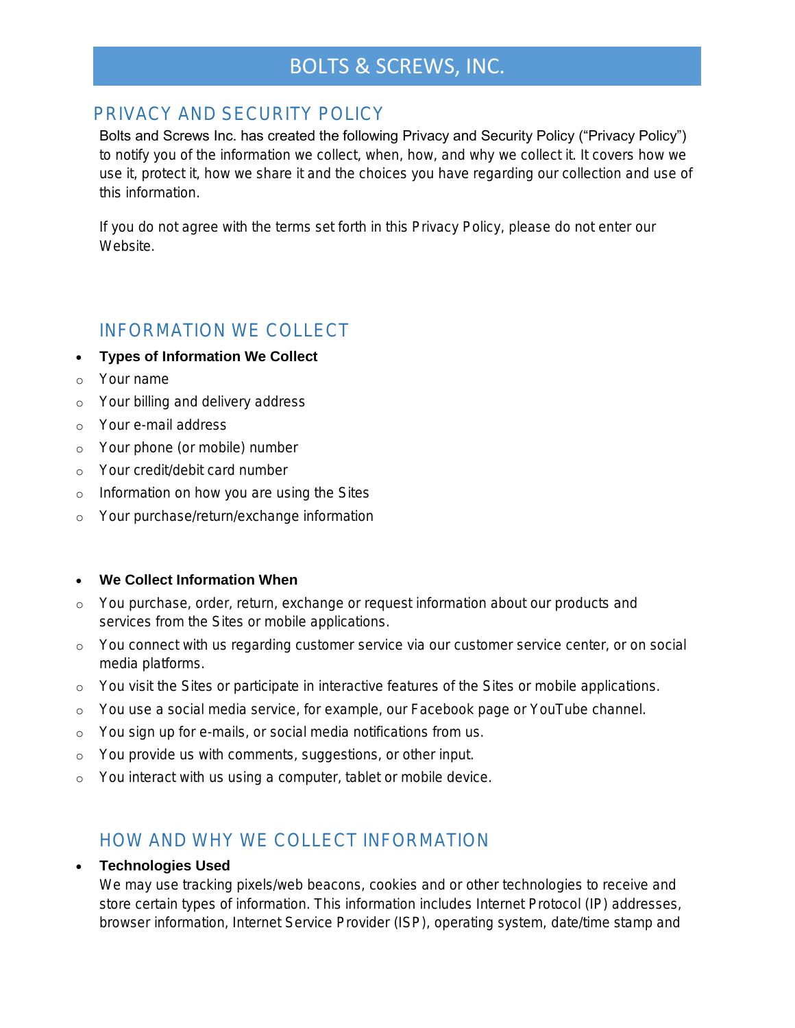# BOLTS & SCREWS, INC.

## PRIVACY AND SECURITY POLICY

Bolts and Screws Inc. has created the following Privacy and Security Policy ("Privacy Policy") to notify you of the information we collect, when, how, and why we collect it. It covers how we use it, protect it, how we share it and the choices you have regarding our collection and use of this information.

If you do not agree with the terms set forth in this Privacy Policy, please do not enter our Website.

## INFORMATION WE COLLECT

- **Types of Information We Collect**
  - Your name
  - Your billing and delivery address
  - Your e-mail address
  - Your phone (or mobile) number
  - Your credit/debit card number
  - Information on how you are using the Sites
  - Your purchase/return/exchange information

- **We Collect Information When**
  - You purchase, order, return, exchange or request information about our products and services from the Sites or mobile applications.
  - You connect with us regarding customer service via our customer service center, or on social media platforms.
  - You visit the Sites or participate in interactive features of the Sites or mobile applications.
  - You use a social media service, for example, our Facebook page or YouTube channel.
  - You sign up for e-mails, or social media notifications from us.
  - You provide us with comments, suggestions, or other input.
  - You interact with us using a computer, tablet or mobile device.

## HOW AND WHY WE COLLECT INFORMATION

- **Technologies Used**

  We may use tracking pixels/web beacons, cookies and or other technologies to receive and store certain types of information. This information includes Internet Protocol (IP) addresses, browser information, Internet Service Provider (ISP), operating system, date/time stamp and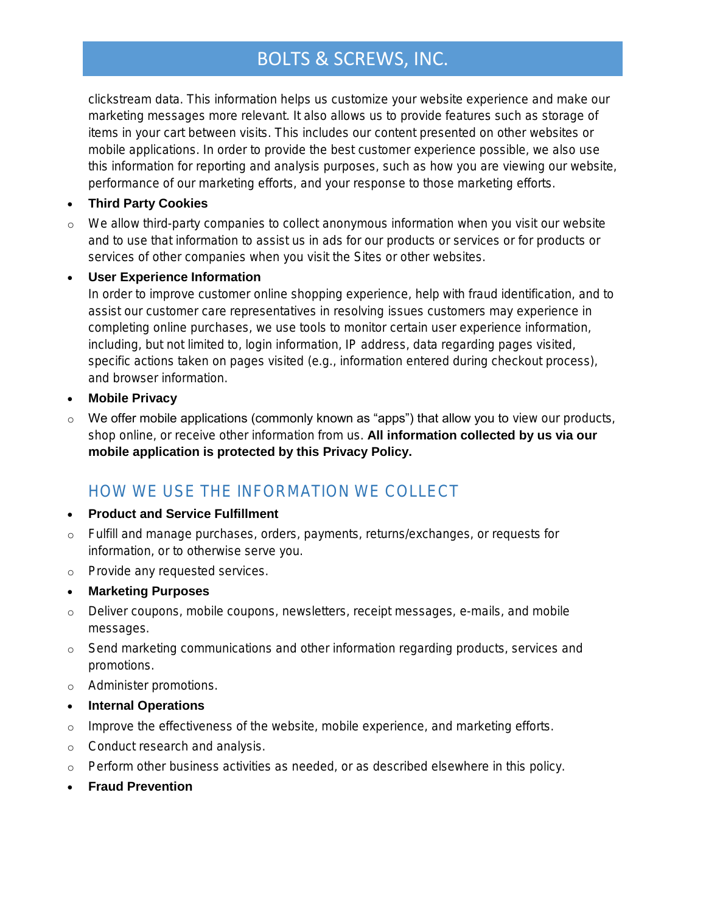clickstream data. This information helps us customize your website experience and make our marketing messages more relevant. It also allows us to provide features such as storage of items in your cart between visits. This includes our content presented on other websites or mobile applications. In order to provide the best customer experience possible, we also use this information for reporting and analysis purposes, such as how you are viewing our website, performance of our marketing efforts, and your response to those marketing efforts.

- **Third Party Cookies**
  - We allow third-party companies to collect anonymous information when you visit our website and to use that information to assist us in ads for our products or services or for products or services of other companies when you visit the Sites or other websites.
- **User Experience Information**
  In order to improve customer online shopping experience, help with fraud identification, and to assist our customer care representatives in resolving issues customers may experience in completing online purchases, we use tools to monitor certain user experience information, including, but not limited to, login information, IP address, data regarding pages visited, specific actions taken on pages visited (e.g., information entered during checkout process), and browser information.
- **Mobile Privacy**
  - We offer mobile applications (commonly known as "apps") that allow you to view our products, shop online, or receive other information from us. **All information collected by us via our mobile application is protected by this Privacy Policy.**

## HOW WE USE THE INFORMATION WE COLLECT

- **Product and Service Fulfillment**
  - Fulfill and manage purchases, orders, payments, returns/exchanges, or requests for information, or to otherwise serve you.
  - Provide any requested services.
- **Marketing Purposes**
  - Deliver coupons, mobile coupons, newsletters, receipt messages, e-mails, and mobile messages.
  - Send marketing communications and other information regarding products, services and promotions.
  - Administer promotions.
- **Internal Operations**
  - Improve the effectiveness of the website, mobile experience, and marketing efforts.
  - Conduct research and analysis.
  - Perform other business activities as needed, or as described elsewhere in this policy.
- **Fraud Prevention**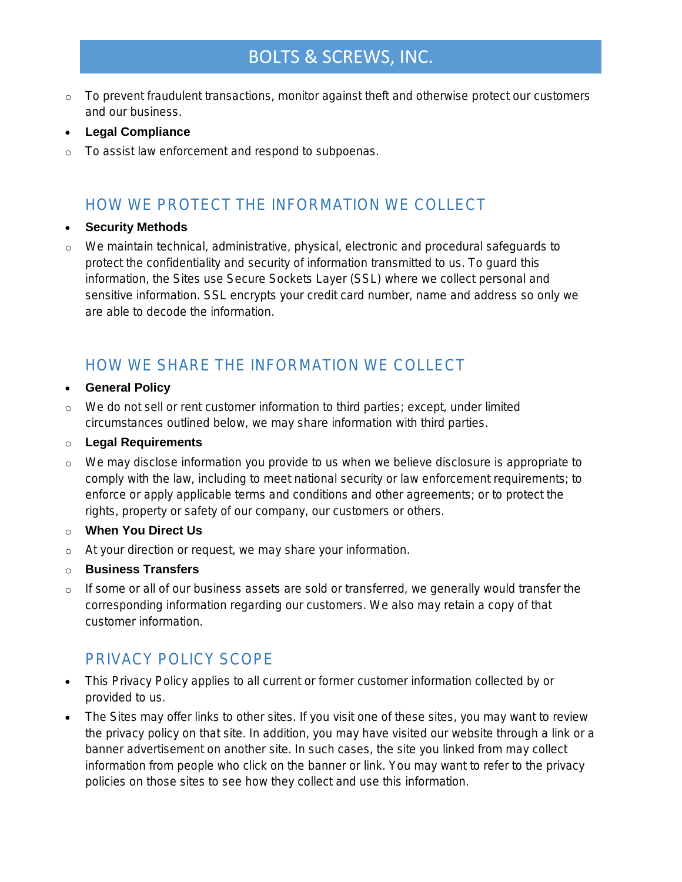- To prevent fraudulent transactions, monitor against theft and otherwise protect our customers and our business.
- **Legal Compliance**
- To assist law enforcement and respond to subpoenas.

## HOW WE PROTECT THE INFORMATION WE COLLECT

- **Security Methods**
- We maintain technical, administrative, physical, electronic and procedural safeguards to protect the confidentiality and security of information transmitted to us. To guard this information, the Sites use Secure Sockets Layer (SSL) where we collect personal and sensitive information. SSL encrypts your credit card number, name and address so only we are able to decode the information.

## HOW WE SHARE THE INFORMATION WE COLLECT

- **General Policy**
- We do not sell or rent customer information to third parties; except, under limited circumstances outlined below, we may share information with third parties.
- **Legal Requirements**
- We may disclose information you provide to us when we believe disclosure is appropriate to comply with the law, including to meet national security or law enforcement requirements; to enforce or apply applicable terms and conditions and other agreements; or to protect the rights, property or safety of our company, our customers or others.
- **When You Direct Us**
- At your direction or request, we may share your information.
- **Business Transfers**
- If some or all of our business assets are sold or transferred, we generally would transfer the corresponding information regarding our customers. We also may retain a copy of that customer information.

## PRIVACY POLICY SCOPE

- This Privacy Policy applies to all current or former customer information collected by or provided to us.
- The Sites may offer links to other sites. If you visit one of these sites, you may want to review the privacy policy on that site. In addition, you may have visited our website through a link or a banner advertisement on another site. In such cases, the site you linked from may collect information from people who click on the banner or link. You may want to refer to the privacy policies on those sites to see how they collect and use this information.